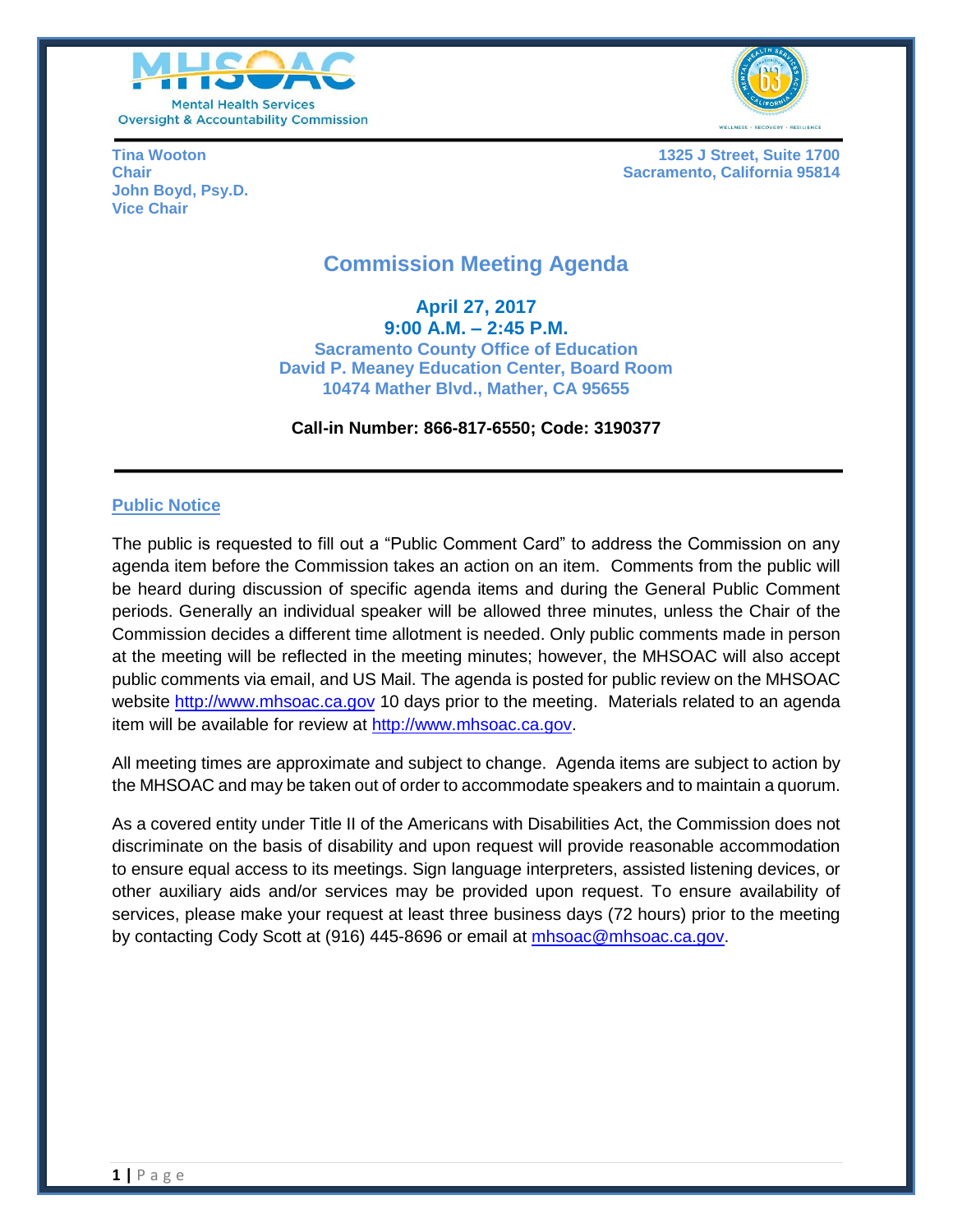Mental Health Services Oversight & Accountability Commission

**Tina Wooton**
**Chair**
**John Boyd, Psy.D.**
**Vice Chair**

**1325 J Street, Suite 1700**
**Sacramento, California 95814**

# Commission Meeting Agenda

**April 27, 2017**
**9:00 A.M. – 2:45 P.M.**
**Sacramento County Office of Education**
**David P. Meaney Education Center, Board Room**
**10474 Mather Blvd., Mather, CA 95655**

**Call-in Number: 866-817-6550; Code: 3190377**

---

## Public Notice

The public is requested to fill out a "Public Comment Card" to address the Commission on any agenda item before the Commission takes an action on an item. Comments from the public will be heard during discussion of specific agenda items and during the General Public Comment periods. Generally an individual speaker will be allowed three minutes, unless the Chair of the Commission decides a different time allotment is needed. Only public comments made in person at the meeting will be reflected in the meeting minutes; however, the MHSOAC will also accept public comments via email, and US Mail. The agenda is posted for public review on the MHSOAC website http://www.mhsoac.ca.gov 10 days prior to the meeting. Materials related to an agenda item will be available for review at http://www.mhsoac.ca.gov.

All meeting times are approximate and subject to change. Agenda items are subject to action by the MHSOAC and may be taken out of order to accommodate speakers and to maintain a quorum.

As a covered entity under Title II of the Americans with Disabilities Act, the Commission does not discriminate on the basis of disability and upon request will provide reasonable accommodation to ensure equal access to its meetings. Sign language interpreters, assisted listening devices, or other auxiliary aids and/or services may be provided upon request. To ensure availability of services, please make your request at least three business days (72 hours) prior to the meeting by contacting Cody Scott at (916) 445-8696 or email at mhsoac@mhsoac.ca.gov.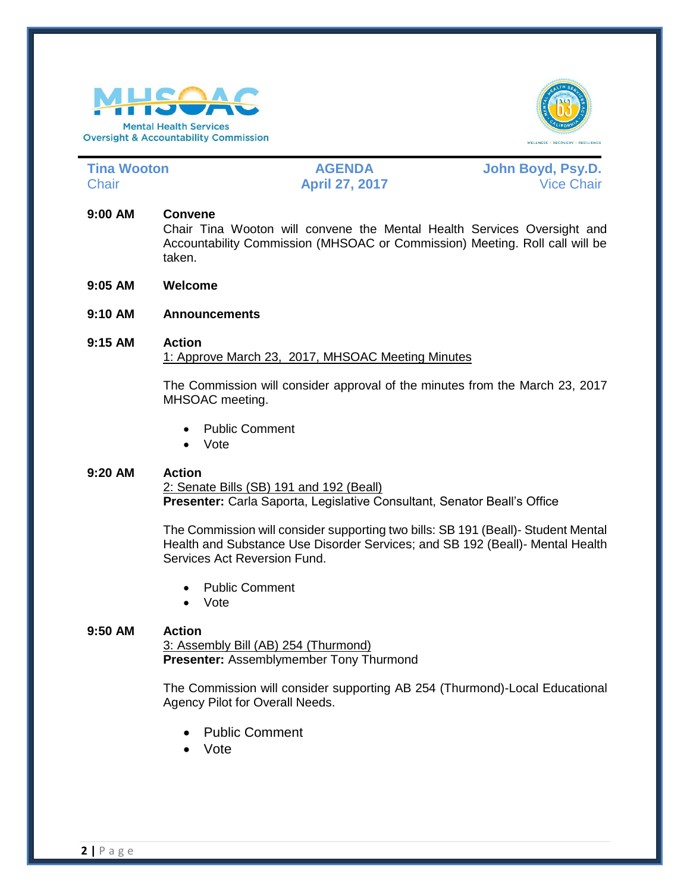**Mental Health Services Oversight & Accountability Commission**

| **Tina Wooton** | **AGENDA** | **John Boyd, Psy.D.** |
|---|---|---|
| Chair | **April 27, 2017** | Vice Chair |

**9:00 AM** **Convene**

Chair Tina Wooton will convene the Mental Health Services Oversight and Accountability Commission (MHSOAC or Commission) Meeting. Roll call will be taken.

**9:05 AM** **Welcome**

**9:10 AM** **Announcements**

**9:15 AM** **Action**

1: Approve March 23, 2017, MHSOAC Meeting Minutes

The Commission will consider approval of the minutes from the March 23, 2017 MHSOAC meeting.

- Public Comment
- Vote

**9:20 AM** **Action**

2: Senate Bills (SB) 191 and 192 (Beall)

**Presenter:** Carla Saporta, Legislative Consultant, Senator Beall's Office

The Commission will consider supporting two bills: SB 191 (Beall)- Student Mental Health and Substance Use Disorder Services; and SB 192 (Beall)- Mental Health Services Act Reversion Fund.

- Public Comment
- Vote

**9:50 AM** **Action**

3: Assembly Bill (AB) 254 (Thurmond)

**Presenter:** Assemblymember Tony Thurmond

The Commission will consider supporting AB 254 (Thurmond)-Local Educational Agency Pilot for Overall Needs.

- Public Comment
- Vote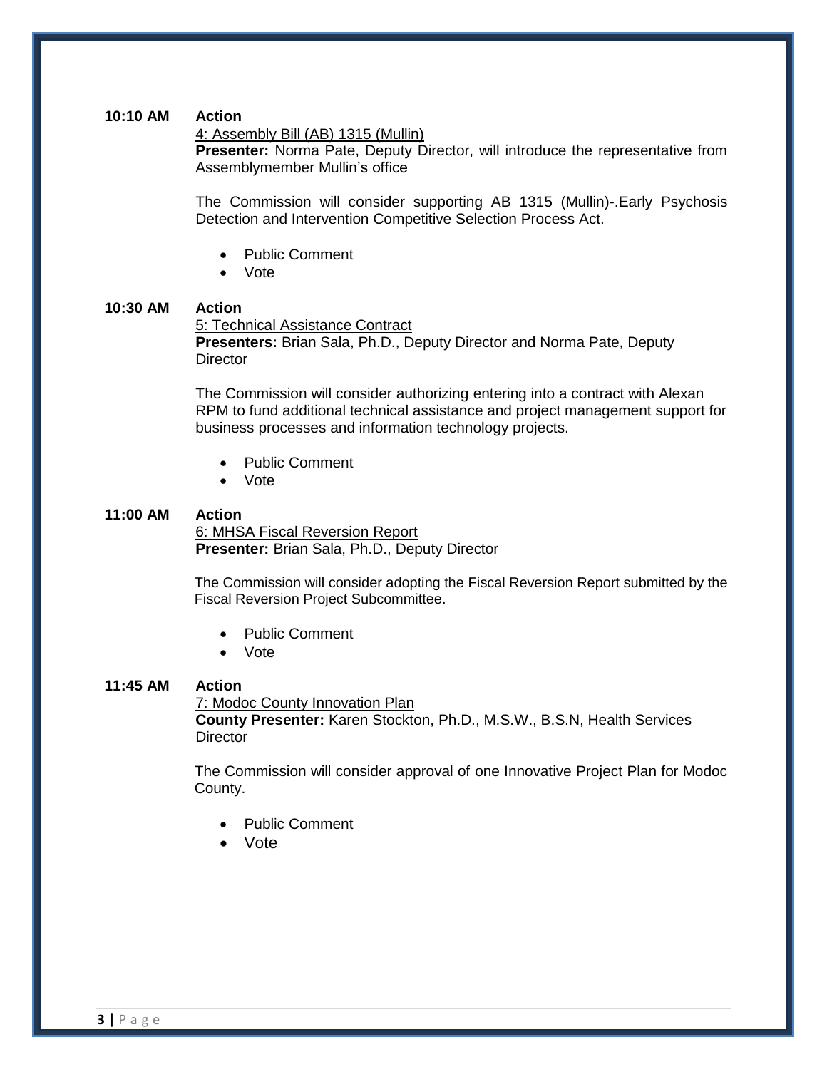**10:10 AM** **Action**

4: Assembly Bill (AB) 1315 (Mullin)

**Presenter:** Norma Pate, Deputy Director, will introduce the representative from Assemblymember Mullin's office

The Commission will consider supporting AB 1315 (Mullin)-.Early Psychosis Detection and Intervention Competitive Selection Process Act.

- Public Comment
- Vote

**10:30 AM** **Action**

5: Technical Assistance Contract

**Presenters:** Brian Sala, Ph.D., Deputy Director and Norma Pate, Deputy Director

The Commission will consider authorizing entering into a contract with Alexan RPM to fund additional technical assistance and project management support for business processes and information technology projects.

- Public Comment
- Vote

**11:00 AM** **Action**

6: MHSA Fiscal Reversion Report

**Presenter:** Brian Sala, Ph.D., Deputy Director

The Commission will consider adopting the Fiscal Reversion Report submitted by the Fiscal Reversion Project Subcommittee.

- Public Comment
- Vote

**11:45 AM** **Action**

7: Modoc County Innovation Plan

**County Presenter:** Karen Stockton, Ph.D., M.S.W., B.S.N, Health Services Director

The Commission will consider approval of one Innovative Project Plan for Modoc County.

- Public Comment
- Vote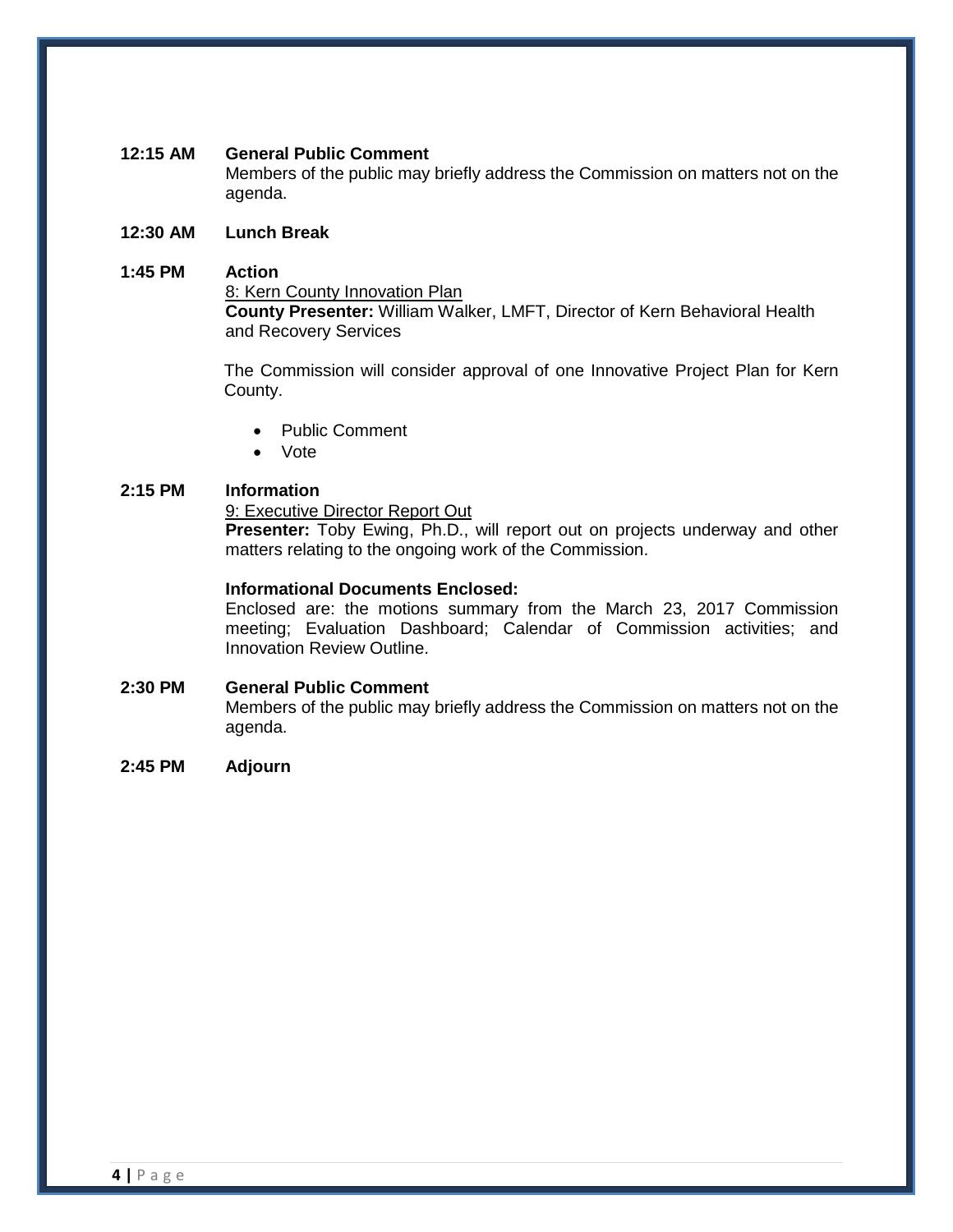**12:15 AM** **General Public Comment**

Members of the public may briefly address the Commission on matters not on the agenda.

**12:30 AM** **Lunch Break**

**1:45 PM** **Action**

8: Kern County Innovation Plan

**County Presenter:** William Walker, LMFT, Director of Kern Behavioral Health and Recovery Services

The Commission will consider approval of one Innovative Project Plan for Kern County.

- Public Comment
- Vote

**2:15 PM** **Information**

9: Executive Director Report Out

**Presenter:** Toby Ewing, Ph.D., will report out on projects underway and other matters relating to the ongoing work of the Commission.

**Informational Documents Enclosed:**

Enclosed are: the motions summary from the March 23, 2017 Commission meeting; Evaluation Dashboard; Calendar of Commission activities; and Innovation Review Outline.

**2:30 PM** **General Public Comment**

Members of the public may briefly address the Commission on matters not on the agenda.

**2:45 PM** **Adjourn**